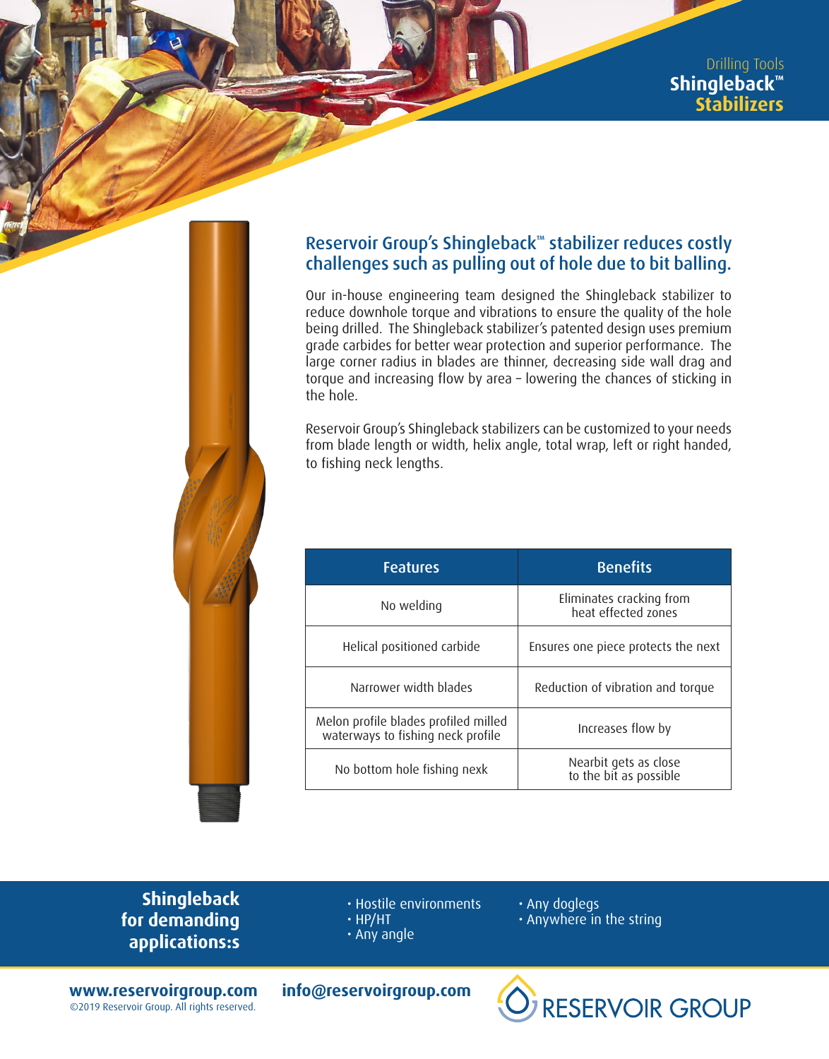Drilling Tools

# Shingleback™ Stabilizers

## Reservoir Group's Shingleback™ stabilizer reduces costly challenges such as pulling out of hole due to bit balling.

Our in-house engineering team designed the Shingleback stabilizer to reduce downhole torque and vibrations to ensure the quality of the hole being drilled. The Shingleback stabilizer's patented design uses premium grade carbides for better wear protection and superior performance. The large corner radius in blades are thinner, decreasing side wall drag and torque and increasing flow by area – lowering the chances of sticking in the hole.

Reservoir Group's Shingleback stabilizers can be customized to your needs from blade length or width, helix angle, total wrap, left or right handed, to fishing neck lengths.

| Features | Benefits |
| --- | --- |
| No welding | Eliminates cracking from heat effected zones |
| Helical positioned carbide | Ensures one piece protects the next |
| Narrower width blades | Reduction of vibration and torque |
| Melon profile blades profiled milled waterways to fishing neck profile | Increases flow by |
| No bottom hole fishing nexk | Nearbit gets as close to the bit as possible |

**Shingleback for demanding applications:s**

- Hostile environments
- HP/HT
- Any angle
- Any doglegs
- Anywhere in the string

**www.reservoirgroup.com** **info@reservoirgroup.com**

©2019 Reservoir Group. All rights reserved.

RESERVOIR GROUP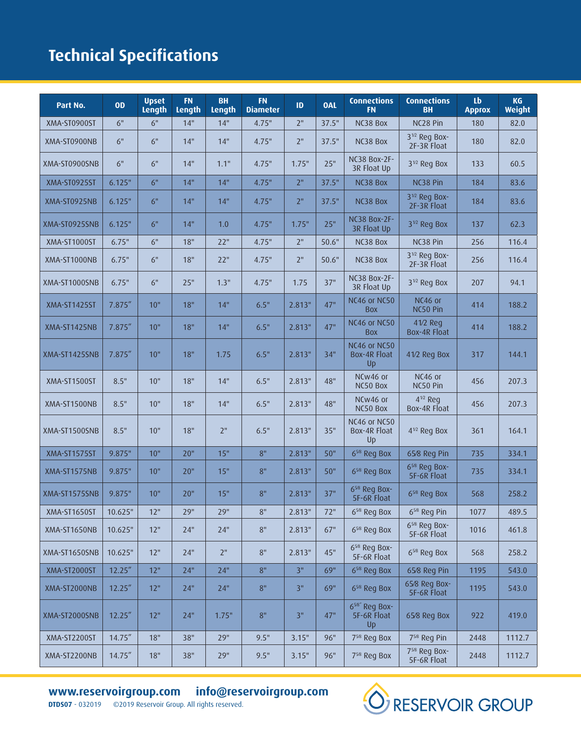# Technical Specifications

| Part No. | OD | Upset Length | FN Length | BH Length | FN Diameter | ID | OAL | Connections FN | Connections BH | Lb Approx | KG Weight |
|---|---|---|---|---|---|---|---|---|---|---|---|
| XMA-ST0900ST | 6" | 6" | 14" | 14" | 4.75" | 2" | 37.5" | NC38 Box | NC28 Pin | 180 | 82.0 |
| XMA-ST0900NB | 6" | 6" | 14" | 14" | 4.75" | 2" | 37.5" | NC38 Box | 3½ Reg Box-2F-3R Float | 180 | 82.0 |
| XMA-ST0900SNB | 6" | 6" | 14" | 1.1" | 4.75" | 1.75" | 25" | NC38 Box-2F-3R Float Up | 3½ Reg Box | 133 | 60.5 |
| XMA-ST0925ST | 6.125" | 6" | 14" | 14" | 4.75" | 2" | 37.5" | NC38 Box | NC38 Pin | 184 | 83.6 |
| XMA-ST0925NB | 6.125" | 6" | 14" | 14" | 4.75" | 2" | 37.5" | NC38 Box | 3½ Reg Box-2F-3R Float | 184 | 83.6 |
| XMA-ST0925SNB | 6.125" | 6" | 14" | 1.0 | 4.75" | 1.75" | 25" | NC38 Box-2F-3R Float Up | 3½ Reg Box | 137 | 62.3 |
| XMA-ST1000ST | 6.75" | 6" | 18" | 22" | 4.75" | 2" | 50.6" | NC38 Box | NC38 Pin | 256 | 116.4 |
| XMA-ST1000NB | 6.75" | 6" | 18" | 22" | 4.75" | 2" | 50.6" | NC38 Box | 3½ Reg Box-2F-3R Float | 256 | 116.4 |
| XMA-ST1000SNB | 6.75" | 6" | 25" | 1.3" | 4.75" | 1.75 | 37" | NC38 Box-2F-3R Float Up | 3½ Reg Box | 207 | 94.1 |
| XMA-ST1425ST | 7.875" | 10" | 18" | 14" | 6.5" | 2.813" | 47" | NC46 or NC50 Box | NC46 or NC50 Pin | 414 | 188.2 |
| XMA-ST1425NB | 7.875" | 10" | 18" | 14" | 6.5" | 2.813" | 47" | NC46 or NC50 Box | 41/2 Reg Box-4R Float | 414 | 188.2 |
| XMA-ST1425SNB | 7.875" | 10" | 18" | 1.75 | 6.5" | 2.813" | 34" | NC46 or NC50 Box-4R Float Up | 41/2 Reg Box | 317 | 144.1 |
| XMA-ST1500ST | 8.5" | 10" | 18" | 14" | 6.5" | 2.813" | 48" | NCw46 or NC50 Box | NC46 or NC50 Pin | 456 | 207.3 |
| XMA-ST1500NB | 8.5" | 10" | 18" | 14" | 6.5" | 2.813" | 48" | NCw46 or NC50 Box | 4½ Reg Box-4R Float | 456 | 207.3 |
| XMA-ST1500SNB | 8.5" | 10" | 18" | 2" | 6.5" | 2.813" | 35" | NC46 or NC50 Box-4R Float Up | 4½ Reg Box | 361 | 164.1 |
| XMA-ST1575ST | 9.875" | 10" | 20" | 15" | 8" | 2.813" | 50" | 6⅝ Reg Box | 65/8 Reg Pin | 735 | 334.1 |
| XMA-ST1575NB | 9.875" | 10" | 20" | 15" | 8" | 2.813" | 50" | 6⅝ Reg Box | 6⅝ Reg Box-5F-6R Float | 735 | 334.1 |
| XMA-ST1575SNB | 9.875" | 10" | 20" | 15" | 8" | 2.813" | 37" | 6⅝ Reg Box-5F-6R Float | 6⅝ Reg Box | 568 | 258.2 |
| XMA-ST1650ST | 10.625" | 12" | 29" | 29" | 8" | 2.813" | 72" | 6⅝ Reg Box | 6⅝ Reg Pin | 1077 | 489.5 |
| XMA-ST1650NB | 10.625" | 12" | 24" | 24" | 8" | 2.813" | 67" | 6⅝ Reg Box | 6⅝ Reg Box-5F-6R Float | 1016 | 461.8 |
| XMA-ST1650SNB | 10.625" | 12" | 24" | 2" | 8" | 2.813" | 45" | 6⅝ Reg Box-5F-6R Float | 6⅝ Reg Box | 568 | 258.2 |
| XMA-ST2000ST | 12.25" | 12" | 24" | 24" | 8" | 3" | 69" | 6⅝ Reg Box | 65/8 Reg Pin | 1195 | 543.0 |
| XMA-ST2000NB | 12.25" | 12" | 24" | 24" | 8" | 3" | 69" | 6⅝ Reg Box | 65/8 Reg Box-5F-6R Float | 1195 | 543.0 |
| XMA-ST2000SNB | 12.25" | 12" | 24" | 1.75" | 8" | 3" | 47" | 6⅝" Reg Box-5F-6R Float Up | 65/8 Reg Box | 922 | 419.0 |
| XMA-ST2200ST | 14.75" | 18" | 38" | 29" | 9.5" | 3.15" | 96" | 7⅝ Reg Box | 7⅝ Reg Pin | 2448 | 1112.7 |
| XMA-ST2200NB | 14.75" | 18" | 38" | 29" | 9.5" | 3.15" | 96" | 7⅝ Reg Box | 7⅝ Reg Box-5F-6R Float | 2448 | 1112.7 |

**www.reservoirgroup.com** **info@reservoirgroup.com**

**DTDS07** - 032019 ©2019 Reservoir Group. All rights reserved.

RESERVOIR GROUP